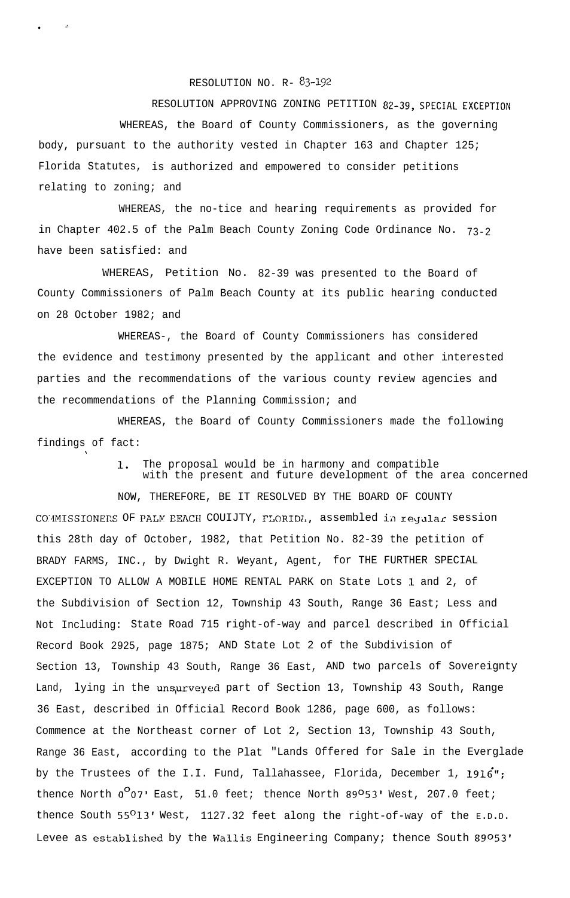RESOLUTION NO. R- 83-192

RESOLUTION APPROVING ZONING PETITION 82-39, SPECIAL EXCEPTION

WHEREAS, the Board of County Commissioners, as the governing body, pursuant to the authority vested in Chapter 163 and Chapter 125; Florida Statutes, is authorized and empowered to consider petitions relating to zoning; and

WHEREAS, the no-tice and hearing requirements as provided for in Chapter 402.5 of the Palm Beach County Zoning Code Ordinance No. 73-2 have been satisfied: and

WHEREAS, Petition No. 82-39 was presented to the Board of County Commissioners of Palm Beach County at its public hearing conducted on 28 October 1982; and

WHEREAS-, the Board of County Commissioners has considered the evidence and testimony presented by the applicant and other interested parties and the recommendations of the various county review agencies and the recommendations of the Planning Commission; and

WHEREAS, the Board of County Commissioners made the following findings of fact:

1. The proposal would be in harmony and compatible with the present and future development of the area concerned

NOW, THEREFORE, BE IT RESOLVED BY THE BOARD OF COUNTY COMMISSIONERS OF PALM BEACH COUNTY, FLORIDA, assembled in regular session this 28th day of October, 1982, that Petition No. 82-39 the petition of BRADY FARMS, INC., by Dwight R. Weyant, Agent, for THE FURTHER SPECIAL EXCEPTION TO ALLOW A MOBILE HOME RENTAL PARK on State Lots 1 and 2, of the Subdivision of Section 12, Township 43 South, Range 36 East; Less and Not Including: State Road 715 right-of-way and parcel described in Official Record Book 2925, page 1875; AND State Lot 2 of the Subdivision of Section 13, Township 43 South, Range 36 East, AND two parcels of Sovereignty Land, lying in the unsurveyed part of Section 13, Township 43 South, Range 36 East, described in Official Record Book 1286, page 600, as follows: Commence at the Northeast corner of Lot 2, Section 13, Township 43 South, Range 36 East, according to the Plat "Lands Offered for Sale in the Everglade by the Trustees of the I.I. Fund, Tallahassee, Florida, December 1, 1916"; thence North 0°07' East, 51.0 feet; thence North 89°53' West, 207.0 feet; thence South 55°13' West, 1127.32 feet along the right-of-way of the E.D.D. Levee as established by the Wallis Engineering Company; thence South 89°53'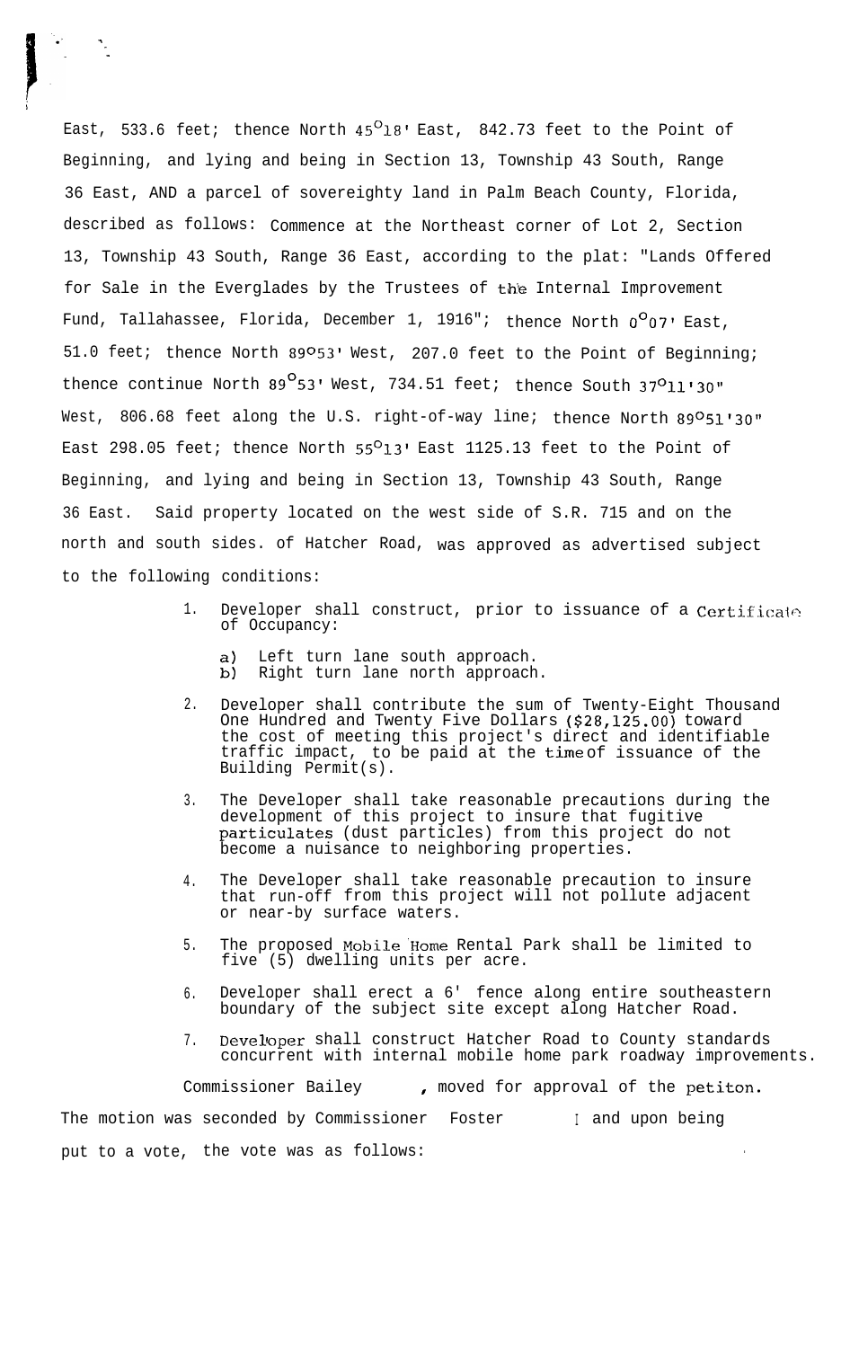East, 533.6 feet; thence North 45°18' East, 842.73 feet to the Point of Beginning, and lying and being in Section 13, Township 43 South, Range 36 East, AND a parcel of sovereighty land in Palm Beach County, Florida, described as follows: Commence at the Northeast corner of Lot 2, Section 13, Township 43 South, Range 36 East, according to the plat: "Lands Offered for Sale in the Everglades by the Trustees of the Internal Improvement Fund, Tallahassee, Florida, December 1, 1916"; thence North 0°07' East, 51.0 feet; thence North 89°53' West, 207.0 feet to the Point of Beginning; thence continue North 89°53' West, 734.51 feet; thence South 37°11'30" West, 806.68 feet along the U.S. right-of-way line; thence North 89°51'30" East 298.05 feet; thence North 55°13' East 1125.13 feet to the Point of Beginning, and lying and being in Section 13, Township 43 South, Range 36 East. Said property located on the west side of S.R. 715 and on the north and south sides. of Hatcher Road, was approved as advertised subject to the following conditions:

1. Developer shall construct, prior to issuance of a Certificate of Occupancy:

   a) Left turn lane south approach.
   b) Right turn lane north approach.

2. Developer shall contribute the sum of Twenty-Eight Thousand One Hundred and Twenty Five Dollars ($28,125.00) toward the cost of meeting this project's direct and identifiable traffic impact, to be paid at the time of issuance of the Building Permit(s).

3. The Developer shall take reasonable precautions during the development of this project to insure that fugitive particulates (dust particles) from this project do not become a nuisance to neighboring properties.

4. The Developer shall take reasonable precaution to insure that run-off from this project will not pollute adjacent or near-by surface waters.

5. The proposed Mobile Home Rental Park shall be limited to five (5) dwelling units per acre.

6. Developer shall erect a 6' fence along entire southeastern boundary of the subject site except along Hatcher Road.

7. Developer shall construct Hatcher Road to County standards concurrent with internal mobile home park roadway improvements.

Commissioner Bailey , moved for approval of the petiton. The motion was seconded by Commissioner Foster , and upon being put to a vote, the vote was as follows: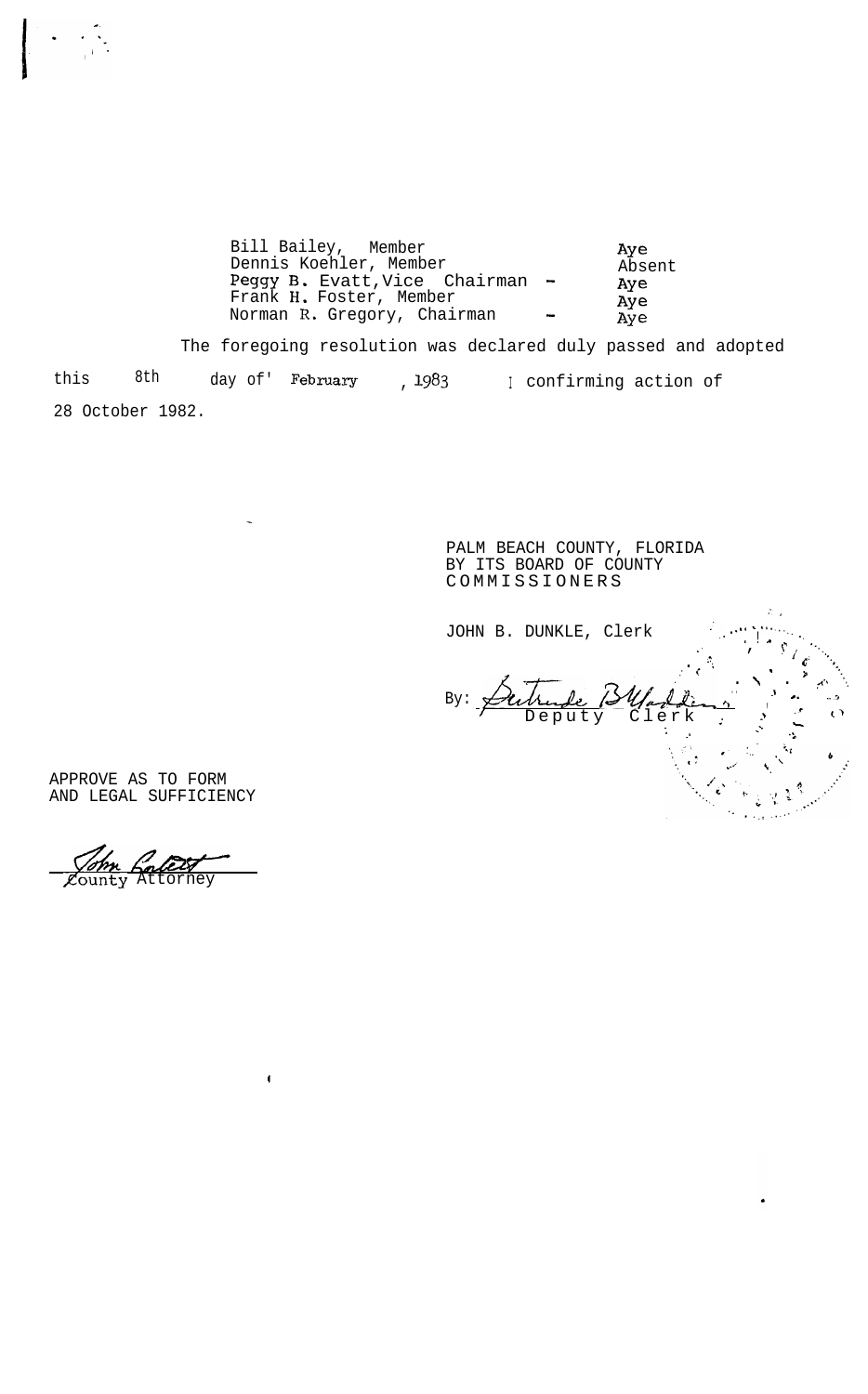| | |
|---|---|
| Bill Bailey, Member | Aye |
| Dennis Koehler, Member | Absent |
| Peggy B. Evatt, Vice Chairman - | Aye |
| Frank H. Foster, Member | Aye |
| Norman R. Gregory, Chairman - | Aye |

The foregoing resolution was declared duly passed and adopted this 8th day of February, 1983, confirming action of 28 October 1982.

PALM BEACH COUNTY, FLORIDA
BY ITS BOARD OF COUNTY
COMMISSIONERS

JOHN B. DUNKLE, Clerk

By: Gertrude B. Madden
Deputy Clerk

APPROVE AS TO FORM
AND LEGAL SUFFICIENCY

John Corbett
County Attorney